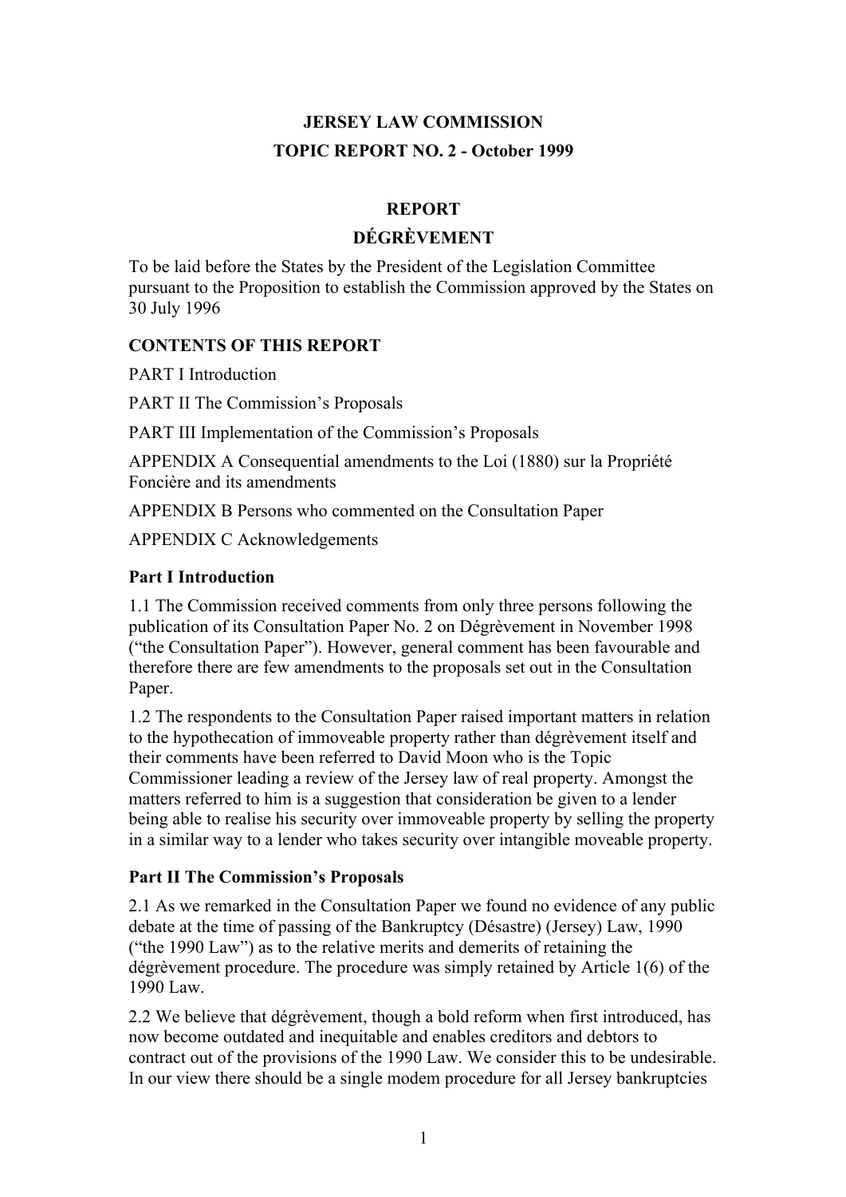# JERSEY LAW COMMISSION

## TOPIC REPORT NO. 2 - October 1999

## REPORT

## DÉGRÈVEMENT

To be laid before the States by the President of the Legislation Committee pursuant to the Proposition to establish the Commission approved by the States on 30 July 1996

### CONTENTS OF THIS REPORT

PART I Introduction

PART II The Commission's Proposals

PART III Implementation of the Commission's Proposals

APPENDIX A Consequential amendments to the Loi (1880) sur la Propriété Foncière and its amendments

APPENDIX B Persons who commented on the Consultation Paper

APPENDIX C Acknowledgements

### Part I Introduction

1.1 The Commission received comments from only three persons following the publication of its Consultation Paper No. 2 on Dégrèvement in November 1998 ("the Consultation Paper"). However, general comment has been favourable and therefore there are few amendments to the proposals set out in the Consultation Paper.

1.2 The respondents to the Consultation Paper raised important matters in relation to the hypothecation of immoveable property rather than dégrèvement itself and their comments have been referred to David Moon who is the Topic Commissioner leading a review of the Jersey law of real property. Amongst the matters referred to him is a suggestion that consideration be given to a lender being able to realise his security over immoveable property by selling the property in a similar way to a lender who takes security over intangible moveable property.

### Part II The Commission's Proposals

2.1 As we remarked in the Consultation Paper we found no evidence of any public debate at the time of passing of the Bankruptcy (Désastre) (Jersey) Law, 1990 ("the 1990 Law") as to the relative merits and demerits of retaining the dégrèvement procedure. The procedure was simply retained by Article 1(6) of the 1990 Law.

2.2 We believe that dégrèvement, though a bold reform when first introduced, has now become outdated and inequitable and enables creditors and debtors to contract out of the provisions of the 1990 Law. We consider this to be undesirable. In our view there should be a single modem procedure for all Jersey bankruptcies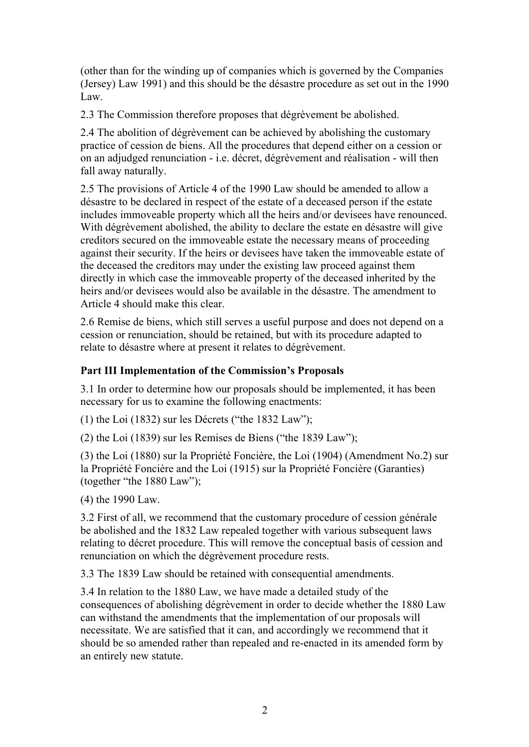(other than for the winding up of companies which is governed by the Companies (Jersey) Law 1991) and this should be the désastre procedure as set out in the 1990 Law.

2.3 The Commission therefore proposes that dégrèvement be abolished.

2.4 The abolition of dégrèvement can be achieved by abolishing the customary practice of cession de biens. All the procedures that depend either on a cession or on an adjudged renunciation - i.e. décret, dégrèvement and réalisation - will then fall away naturally.

2.5 The provisions of Article 4 of the 1990 Law should be amended to allow a désastre to be declared in respect of the estate of a deceased person if the estate includes immoveable property which all the heirs and/or devisees have renounced. With dégrèvement abolished, the ability to declare the estate en désastre will give creditors secured on the immoveable estate the necessary means of proceeding against their security. If the heirs or devisees have taken the immoveable estate of the deceased the creditors may under the existing law proceed against them directly in which case the immoveable property of the deceased inherited by the heirs and/or devisees would also be available in the désastre. The amendment to Article 4 should make this clear.

2.6 Remise de biens, which still serves a useful purpose and does not depend on a cession or renunciation, should be retained, but with its procedure adapted to relate to désastre where at present it relates to dégrèvement.

### Part III Implementation of the Commission's Proposals

3.1 In order to determine how our proposals should be implemented, it has been necessary for us to examine the following enactments:

(1) the Loi (1832) sur les Décrets ("the 1832 Law");

(2) the Loi (1839) sur les Remises de Biens ("the 1839 Law");

(3) the Loi (1880) sur la Propriété Foncière, the Loi (1904) (Amendment No.2) sur la Propriété Foncière and the Loi (1915) sur la Propriété Foncière (Garanties) (together "the 1880 Law");

(4) the 1990 Law.

3.2 First of all, we recommend that the customary procedure of cession générale be abolished and the 1832 Law repealed together with various subsequent laws relating to décret procedure. This will remove the conceptual basis of cession and renunciation on which the dégrèvement procedure rests.

3.3 The 1839 Law should be retained with consequential amendments.

3.4 In relation to the 1880 Law, we have made a detailed study of the consequences of abolishing dégrèvement in order to decide whether the 1880 Law can withstand the amendments that the implementation of our proposals will necessitate. We are satisfied that it can, and accordingly we recommend that it should be so amended rather than repealed and re-enacted in its amended form by an entirely new statute.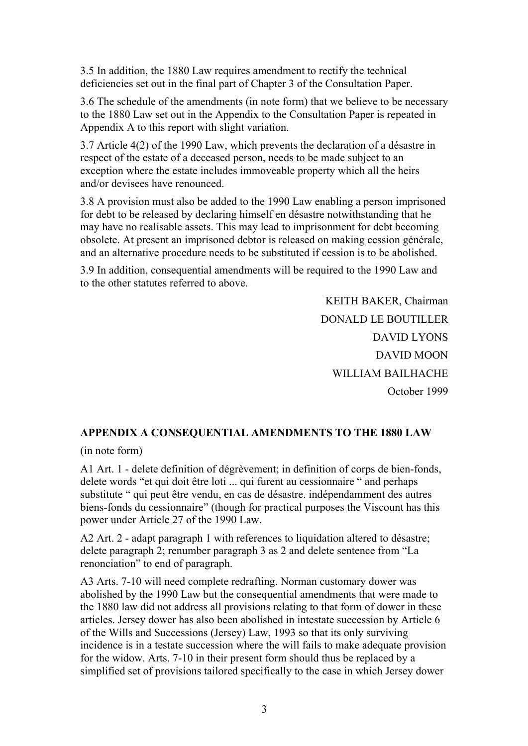3.5 In addition, the 1880 Law requires amendment to rectify the technical deficiencies set out in the final part of Chapter 3 of the Consultation Paper.

3.6 The schedule of the amendments (in note form) that we believe to be necessary to the 1880 Law set out in the Appendix to the Consultation Paper is repeated in Appendix A to this report with slight variation.

3.7 Article 4(2) of the 1990 Law, which prevents the declaration of a désastre in respect of the estate of a deceased person, needs to be made subject to an exception where the estate includes immoveable property which all the heirs and/or devisees have renounced.

3.8 A provision must also be added to the 1990 Law enabling a person imprisoned for debt to be released by declaring himself en désastre notwithstanding that he may have no realisable assets. This may lead to imprisonment for debt becoming obsolete. At present an imprisoned debtor is released on making cession générale, and an alternative procedure needs to be substituted if cession is to be abolished.

3.9 In addition, consequential amendments will be required to the 1990 Law and to the other statutes referred to above.

KEITH BAKER, Chairman

DONALD LE BOUTILLER

DAVID LYONS

DAVID MOON

WILLIAM BAILHACHE

October 1999

**APPENDIX A CONSEQUENTIAL AMENDMENTS TO THE 1880 LAW**

(in note form)

A1 Art. 1 - delete definition of dégrèvement; in definition of corps de bien-fonds, delete words "et qui doit être loti ... qui furent au cessionnaire " and perhaps substitute " qui peut être vendu, en cas de désastre. indépendamment des autres biens-fonds du cessionnaire" (though for practical purposes the Viscount has this power under Article 27 of the 1990 Law.

A2 Art. 2 - adapt paragraph 1 with references to liquidation altered to désastre; delete paragraph 2; renumber paragraph 3 as 2 and delete sentence from "La renonciation" to end of paragraph.

A3 Arts. 7-10 will need complete redrafting. Norman customary dower was abolished by the 1990 Law but the consequential amendments that were made to the 1880 law did not address all provisions relating to that form of dower in these articles. Jersey dower has also been abolished in intestate succession by Article 6 of the Wills and Successions (Jersey) Law, 1993 so that its only surviving incidence is in a testate succession where the will fails to make adequate provision for the widow. Arts. 7-10 in their present form should thus be replaced by a simplified set of provisions tailored specifically to the case in which Jersey dower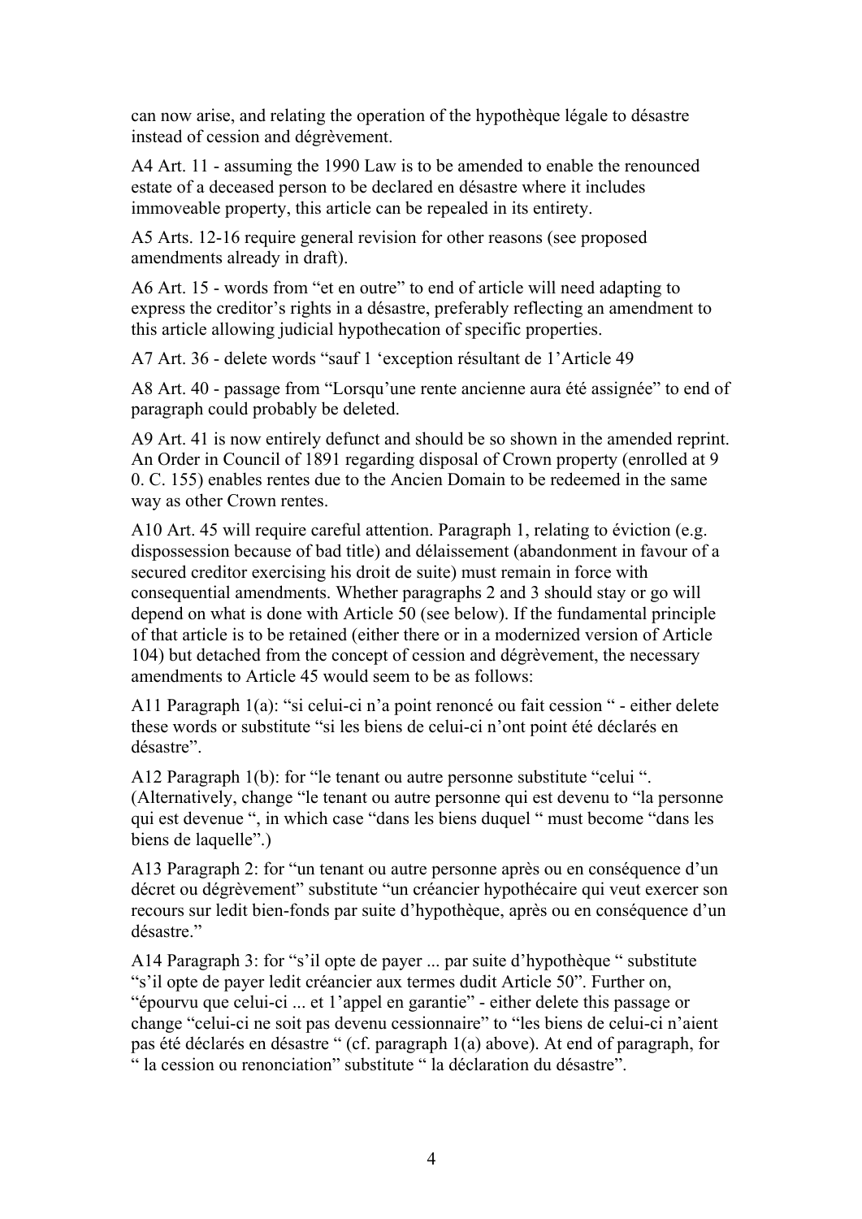can now arise, and relating the operation of the hypothèque légale to désastre instead of cession and dégrèvement.

A4 Art. 11 - assuming the 1990 Law is to be amended to enable the renounced estate of a deceased person to be declared en désastre where it includes immoveable property, this article can be repealed in its entirety.

A5 Arts. 12-16 require general revision for other reasons (see proposed amendments already in draft).

A6 Art. 15 - words from "et en outre" to end of article will need adapting to express the creditor's rights in a désastre, preferably reflecting an amendment to this article allowing judicial hypothecation of specific properties.

A7 Art. 36 - delete words "sauf 1 'exception résultant de 1'Article 49

A8 Art. 40 - passage from "Lorsqu'une rente ancienne aura été assignée" to end of paragraph could probably be deleted.

A9 Art. 41 is now entirely defunct and should be so shown in the amended reprint. An Order in Council of 1891 regarding disposal of Crown property (enrolled at 9 0. C. 155) enables rentes due to the Ancien Domain to be redeemed in the same way as other Crown rentes.

A10 Art. 45 will require careful attention. Paragraph 1, relating to éviction (e.g. dispossession because of bad title) and délaissement (abandonment in favour of a secured creditor exercising his droit de suite) must remain in force with consequential amendments. Whether paragraphs 2 and 3 should stay or go will depend on what is done with Article 50 (see below). If the fundamental principle of that article is to be retained (either there or in a modernized version of Article 104) but detached from the concept of cession and dégrèvement, the necessary amendments to Article 45 would seem to be as follows:

A11 Paragraph 1(a): "si celui-ci n'a point renoncé ou fait cession " - either delete these words or substitute "si les biens de celui-ci n'ont point été déclarés en désastre".

A12 Paragraph 1(b): for "le tenant ou autre personne substitute "celui ". (Alternatively, change "le tenant ou autre personne qui est devenu to "la personne qui est devenue ", in which case "dans les biens duquel " must become "dans les biens de laquelle".)

A13 Paragraph 2: for "un tenant ou autre personne après ou en conséquence d'un décret ou dégrèvement" substitute "un créancier hypothécaire qui veut exercer son recours sur ledit bien-fonds par suite d'hypothèque, après ou en conséquence d'un désastre."

A14 Paragraph 3: for "s'il opte de payer ... par suite d'hypothèque " substitute "s'il opte de payer ledit créancier aux termes dudit Article 50". Further on, "épourvu que celui-ci ... et 1'appel en garantie" - either delete this passage or change "celui-ci ne soit pas devenu cessionnaire" to "les biens de celui-ci n'aient pas été déclarés en désastre " (cf. paragraph 1(a) above). At end of paragraph, for " la cession ou renonciation" substitute " la déclaration du désastre".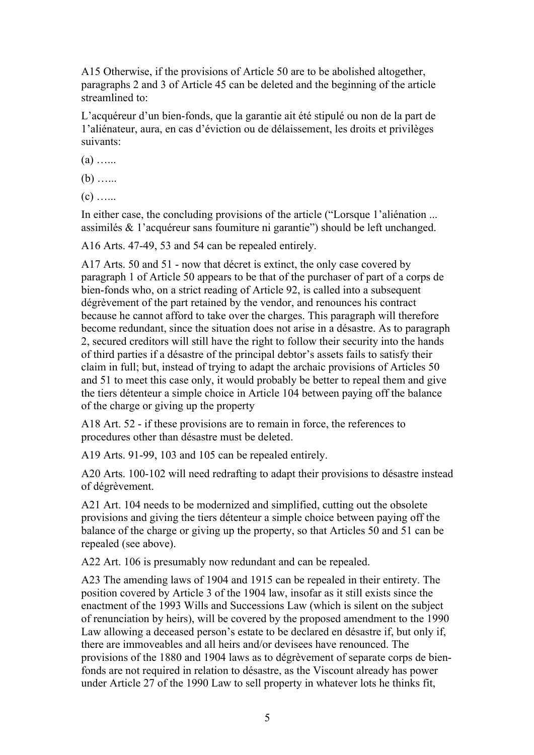A15 Otherwise, if the provisions of Article 50 are to be abolished altogether, paragraphs 2 and 3 of Article 45 can be deleted and the beginning of the article streamlined to:

L'acquéreur d'un bien-fonds, que la garantie ait été stipulé ou non de la part de 1'aliénateur, aura, en cas d'éviction ou de délaissement, les droits et privilèges suivants:

(a) …...

(b) …...

(c) …...

In either case, the concluding provisions of the article ("Lorsque 1'aliénation ... assimilés & 1'acquéreur sans foumiture ni garantie") should be left unchanged.

A16 Arts. 47-49, 53 and 54 can be repealed entirely.

A17 Arts. 50 and 51 - now that décret is extinct, the only case covered by paragraph 1 of Article 50 appears to be that of the purchaser of part of a corps de bien-fonds who, on a strict reading of Article 92, is called into a subsequent dégrèvement of the part retained by the vendor, and renounces his contract because he cannot afford to take over the charges. This paragraph will therefore become redundant, since the situation does not arise in a désastre. As to paragraph 2, secured creditors will still have the right to follow their security into the hands of third parties if a désastre of the principal debtor's assets fails to satisfy their claim in full; but, instead of trying to adapt the archaic provisions of Articles 50 and 51 to meet this case only, it would probably be better to repeal them and give the tiers détenteur a simple choice in Article 104 between paying off the balance of the charge or giving up the property

A18 Art. 52 - if these provisions are to remain in force, the references to procedures other than désastre must be deleted.

A19 Arts. 91-99, 103 and 105 can be repealed entirely.

A20 Arts. 100-102 will need redrafting to adapt their provisions to désastre instead of dégrèvement.

A21 Art. 104 needs to be modernized and simplified, cutting out the obsolete provisions and giving the tiers détenteur a simple choice between paying off the balance of the charge or giving up the property, so that Articles 50 and 51 can be repealed (see above).

A22 Art. 106 is presumably now redundant and can be repealed.

A23 The amending laws of 1904 and 1915 can be repealed in their entirety. The position covered by Article 3 of the 1904 law, insofar as it still exists since the enactment of the 1993 Wills and Successions Law (which is silent on the subject of renunciation by heirs), will be covered by the proposed amendment to the 1990 Law allowing a deceased person's estate to be declared en désastre if, but only if, there are immoveables and all heirs and/or devisees have renounced. The provisions of the 1880 and 1904 laws as to dégrèvement of separate corps de bien-fonds are not required in relation to désastre, as the Viscount already has power under Article 27 of the 1990 Law to sell property in whatever lots he thinks fit,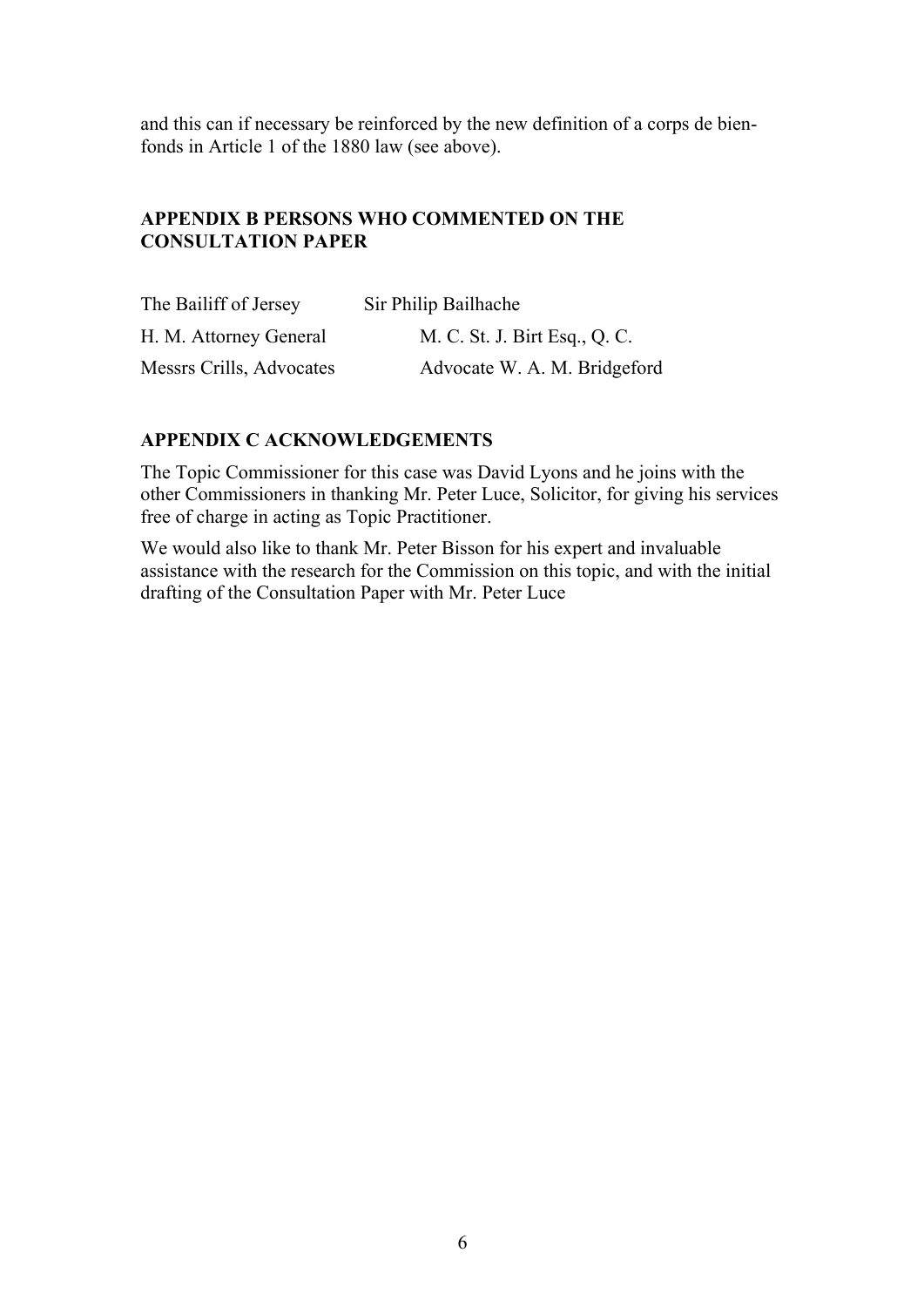and this can if necessary be reinforced by the new definition of a corps de bien-fonds in Article 1 of the 1880 law (see above).

## APPENDIX B PERSONS WHO COMMENTED ON THE CONSULTATION PAPER

| | |
|---|---|
| The Bailiff of Jersey | Sir Philip Bailhache |
| H. M. Attorney General | M. C. St. J. Birt Esq., Q. C. |
| Messrs Crills, Advocates | Advocate W. A. M. Bridgeford |

## APPENDIX C ACKNOWLEDGEMENTS

The Topic Commissioner for this case was David Lyons and he joins with the other Commissioners in thanking Mr. Peter Luce, Solicitor, for giving his services free of charge in acting as Topic Practitioner.

We would also like to thank Mr. Peter Bisson for his expert and invaluable assistance with the research for the Commission on this topic, and with the initial drafting of the Consultation Paper with Mr. Peter Luce